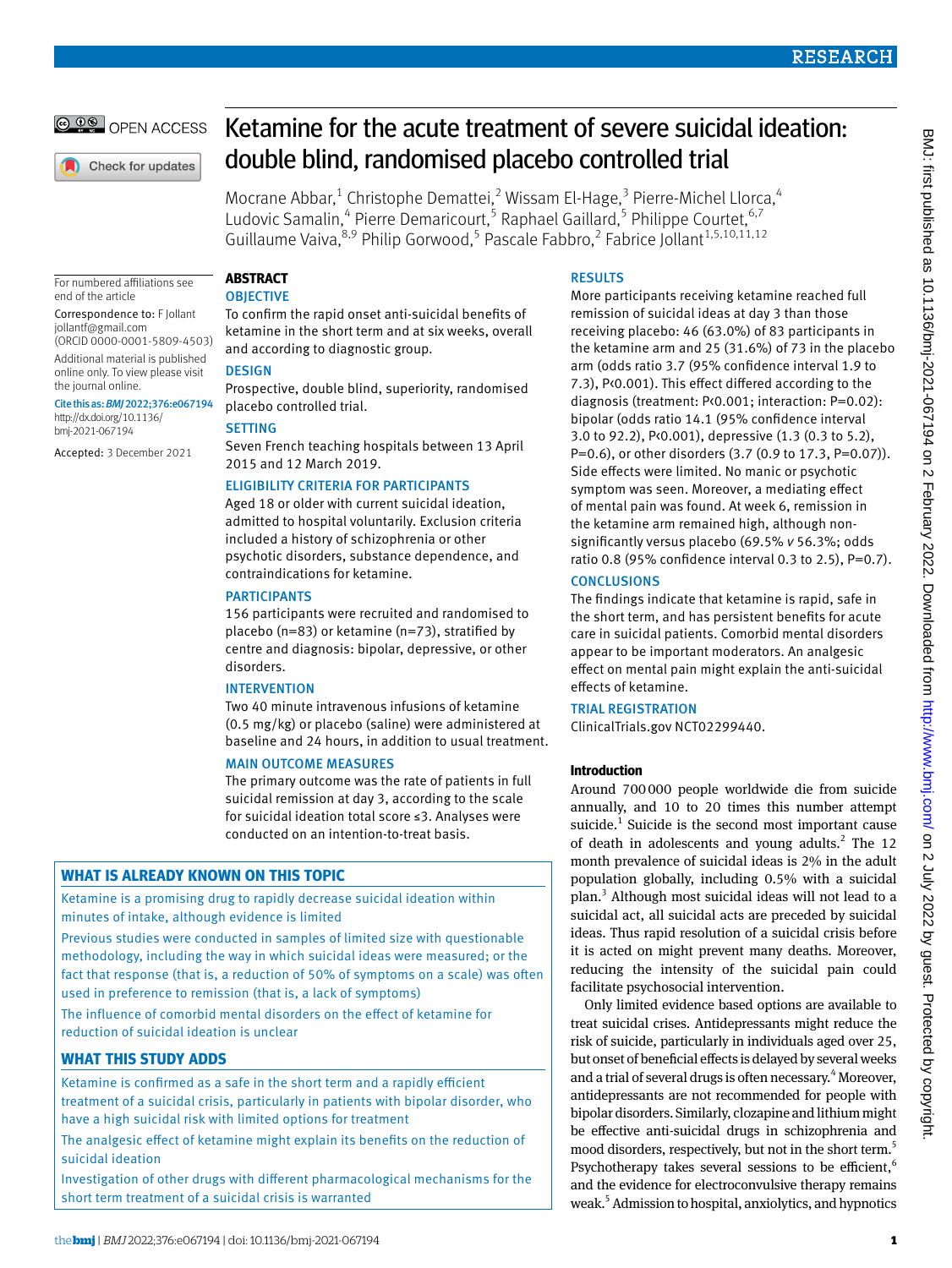# Ketamine for the acute treatment of severe suicidal ideation: double blind, randomised placebo controlled trial

Mocrane Abbar,[1] Christophe Demattei,[2] Wissam El-Hage,[3] Pierre-Michel Llorca,[4] Ludovic Samalin,[4] Pierre Demaricourt,[5] Raphael Gaillard,[5] Philippe Courtet,[6,7] Guillaume Vaiva,[8,9] Philip Gorwood,[5] Pascale Fabbro,[2] Fabrice Jollant[1,5,10,11,12]

For numbered affiliations see end of the article

Correspondence to: F Jollant jollantf@gmail.com (ORCID 0000-0001-5809-4503)

Additional material is published online only. To view please visit the journal online.

Cite this as: *BMJ* 2022;376:e067194 http://dx.doi.org/10.1136/bmj-2021-067194

Accepted: 3 December 2021

## ABSTRACT

### OBJECTIVE

To confirm the rapid onset anti-suicidal benefits of ketamine in the short term and at six weeks, overall and according to diagnostic group.

### DESIGN

Prospective, double blind, superiority, randomised placebo controlled trial.

### SETTING

Seven French teaching hospitals between 13 April 2015 and 12 March 2019.

### ELIGIBILITY CRITERIA FOR PARTICIPANTS

Aged 18 or older with current suicidal ideation, admitted to hospital voluntarily. Exclusion criteria included a history of schizophrenia or other psychotic disorders, substance dependence, and contraindications for ketamine.

### PARTICIPANTS

156 participants were recruited and randomised to placebo (n=83) or ketamine (n=73), stratified by centre and diagnosis: bipolar, depressive, or other disorders.

### INTERVENTION

Two 40 minute intravenous infusions of ketamine (0.5 mg/kg) or placebo (saline) were administered at baseline and 24 hours, in addition to usual treatment.

### MAIN OUTCOME MEASURES

The primary outcome was the rate of patients in full suicidal remission at day 3, according to the scale for suicidal ideation total score ≤3. Analyses were conducted on an intention-to-treat basis.

### RESULTS

More participants receiving ketamine reached full remission of suicidal ideas at day 3 than those receiving placebo: 46 (63.0%) of 83 participants in the ketamine arm and 25 (31.6%) of 73 in the placebo arm (odds ratio 3.7 (95% confidence interval 1.9 to 7.3), P<0.001). This effect differed according to the diagnosis (treatment: P<0.001; interaction: P=0.02): bipolar (odds ratio 14.1 (95% confidence interval 3.0 to 92.2), P<0.001), depressive (1.3 (0.3 to 5.2), P=0.6), or other disorders (3.7 (0.9 to 17.3, P=0.07)). Side effects were limited. No manic or psychotic symptom was seen. Moreover, a mediating effect of mental pain was found. At week 6, remission in the ketamine arm remained high, although non-significantly versus placebo (69.5% *v* 56.3%; odds ratio 0.8 (95% confidence interval 0.3 to 2.5), P=0.7).

### CONCLUSIONS

The findings indicate that ketamine is rapid, safe in the short term, and has persistent benefits for acute care in suicidal patients. Comorbid mental disorders appear to be important moderators. An analgesic effect on mental pain might explain the anti-suicidal effects of ketamine.

### TRIAL REGISTRATION

ClinicalTrials.gov NCT02299440.

### WHAT IS ALREADY KNOWN ON THIS TOPIC

Ketamine is a promising drug to rapidly decrease suicidal ideation within minutes of intake, although evidence is limited

Previous studies were conducted in samples of limited size with questionable methodology, including the way in which suicidal ideas were measured; or the fact that response (that is, a reduction of 50% of symptoms on a scale) was often used in preference to remission (that is, a lack of symptoms)

The influence of comorbid mental disorders on the effect of ketamine for reduction of suicidal ideation is unclear

### WHAT THIS STUDY ADDS

Ketamine is confirmed as a safe in the short term and a rapidly efficient treatment of a suicidal crisis, particularly in patients with bipolar disorder, who have a high suicidal risk with limited options for treatment

The analgesic effect of ketamine might explain its benefits on the reduction of suicidal ideation

Investigation of other drugs with different pharmacological mechanisms for the short term treatment of a suicidal crisis is warranted

## Introduction

Around 700 000 people worldwide die from suicide annually, and 10 to 20 times this number attempt suicide.[1] Suicide is the second most important cause of death in adolescents and young adults.[2] The 12 month prevalence of suicidal ideas is 2% in the adult population globally, including 0.5% with a suicidal plan.[3] Although most suicidal ideas will not lead to a suicidal act, all suicidal acts are preceded by suicidal ideas. Thus rapid resolution of a suicidal crisis before it is acted on might prevent many deaths. Moreover, reducing the intensity of the suicidal pain could facilitate psychosocial intervention.

Only limited evidence based options are available to treat suicidal crises. Antidepressants might reduce the risk of suicide, particularly in individuals aged over 25, but onset of beneficial effects is delayed by several weeks and a trial of several drugs is often necessary.[4] Moreover, antidepressants are not recommended for people with bipolar disorders. Similarly, clozapine and lithium might be effective anti-suicidal drugs in schizophrenia and mood disorders, respectively, but not in the short term.[5] Psychotherapy takes several sessions to be efficient,[6] and the evidence for electroconvulsive therapy remains weak.[5] Admission to hospital, anxiolytics, and hypnotics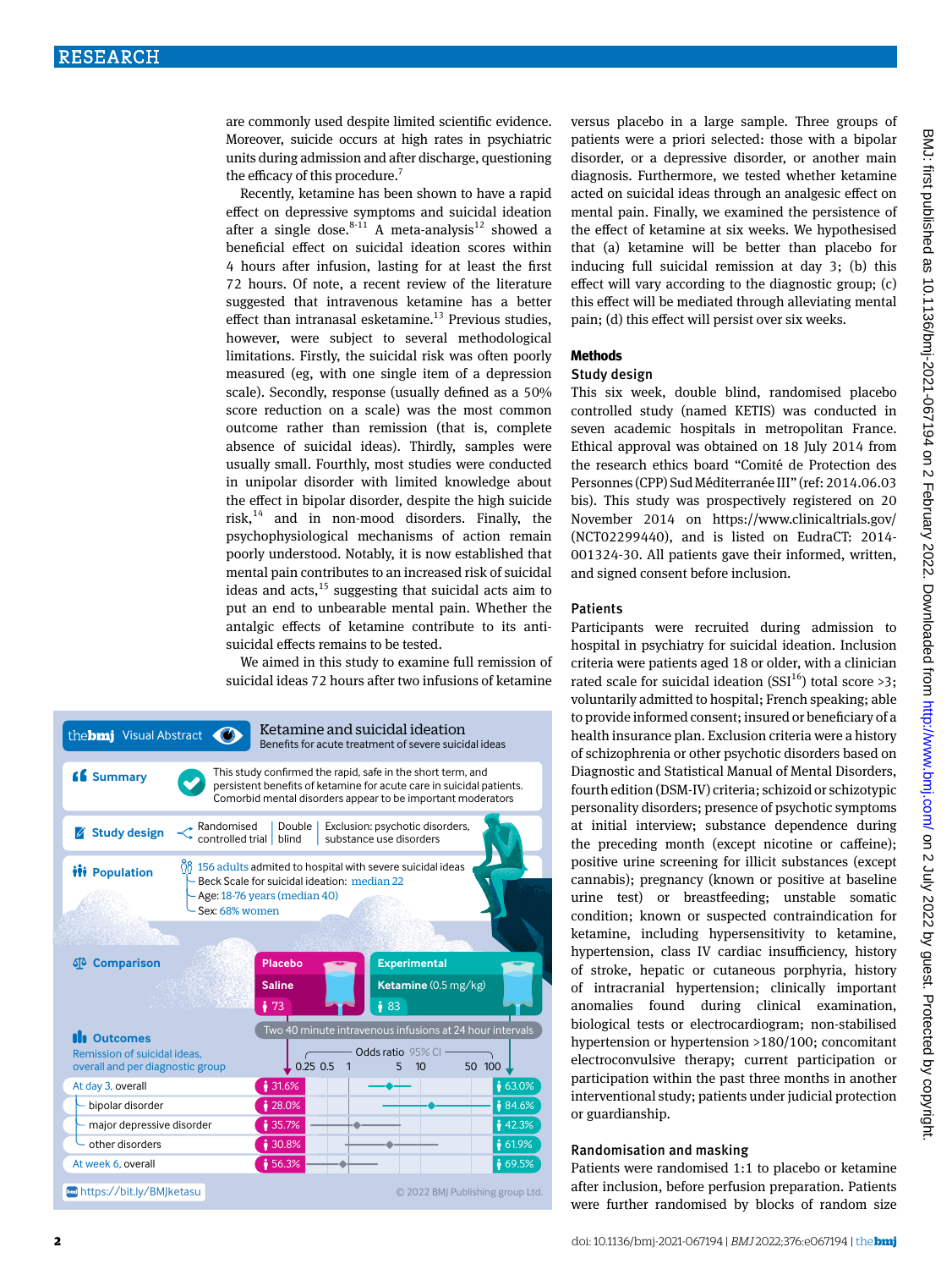are commonly used despite limited scientific evidence. Moreover, suicide occurs at high rates in psychiatric units during admission and after discharge, questioning the efficacy of this procedure.[7]

Recently, ketamine has been shown to have a rapid effect on depressive symptoms and suicidal ideation after a single dose.[8-11] A meta-analysis[12] showed a beneficial effect on suicidal ideation scores within 4 hours after infusion, lasting for at least the first 72 hours. Of note, a recent review of the literature suggested that intravenous ketamine has a better effect than intranasal esketamine.[13] Previous studies, however, were subject to several methodological limitations. Firstly, the suicidal risk was often poorly measured (eg, with one single item of a depression scale). Secondly, response (usually defined as a 50% score reduction on a scale) was the most common outcome rather than remission (that is, complete absence of suicidal ideas). Thirdly, samples were usually small. Fourthly, most studies were conducted in unipolar disorder with limited knowledge about the effect in bipolar disorder, despite the high suicide risk,[14] and in non-mood disorders. Finally, the psychophysiological mechanisms of action remain poorly understood. Notably, it is now established that mental pain contributes to an increased risk of suicidal ideas and acts,[15] suggesting that suicidal acts aim to put an end to unbearable mental pain. Whether the antalgic effects of ketamine contribute to its anti-suicidal effects remains to be tested.

We aimed in this study to examine full remission of suicidal ideas 72 hours after two infusions of ketamine versus placebo in a large sample. Three groups of patients were a priori selected: those with a bipolar disorder, or a depressive disorder, or another main diagnosis. Furthermore, we tested whether ketamine acted on suicidal ideas through an analgesic effect on mental pain. Finally, we examined the persistence of the effect of ketamine at six weeks. We hypothesised that (a) ketamine will be better than placebo for inducing full suicidal remission at day 3; (b) this effect will vary according to the diagnostic group; (c) this effect will be mediated through alleviating mental pain; (d) this effect will persist over six weeks.

**thebmj Visual Abstract — Ketamine and suicidal ideation**
Benefits for acute treatment of severe suicidal ideas

**Summary**: This study confirmed the rapid, safe in the short term, and persistent benefits of ketamine for acute care in suicidal patients. Comorbid mental disorders appear to be important moderators

**Study design**: Randomised controlled trial | Double blind | Exclusion: psychotic disorders, substance use disorders

**Population**: 156 adults admited to hospital with severe suicidal ideas
- Beck Scale for suicidal ideation: median 22
- Age: 18-76 years (median 40)
- Sex: 68% women

**Comparison**: Placebo — Saline (n=73); Experimental — Ketamine (0.5 mg/kg) (n=83). Two 40 minute intravenous infusions at 24 hour intervals

**Outcomes**: Remission of suicidal ideas, overall and per diagnostic group (Odds ratio, 95% CI)

| | Placebo | Ketamine |
|---|---|---|
| At day 3, overall | 31.6% | 63.0% |
| bipolar disorder | 28.0% | 84.6% |
| major depressive disorder | 35.7% | 42.3% |
| other disorders | 30.8% | 61.9% |
| At week 6, overall | 56.3% | 69.5% |

https://bit.ly/BMJketasu — © 2022 BMJ Publishing group Ltd.

## Methods

### Study design

This six week, double blind, randomised placebo controlled study (named KETIS) was conducted in seven academic hospitals in metropolitan France. Ethical approval was obtained on 18 July 2014 from the research ethics board "Comité de Protection des Personnes (CPP) Sud Méditerranée III" (ref: 2014.06.03 bis). This study was prospectively registered on 20 November 2014 on https://www.clinicaltrials.gov/ (NCT02299440), and is listed on EudraCT: 2014-001324-30. All patients gave their informed, written, and signed consent before inclusion.

### Patients

Participants were recruited during admission to hospital in psychiatry for suicidal ideation. Inclusion criteria were patients aged 18 or older, with a clinician rated scale for suicidal ideation (SSI[16]) total score >3; voluntarily admitted to hospital; French speaking; able to provide informed consent; insured or beneficiary of a health insurance plan. Exclusion criteria were a history of schizophrenia or other psychotic disorders based on Diagnostic and Statistical Manual of Mental Disorders, fourth edition (DSM-IV) criteria; schizoid or schizotypic personality disorders; presence of psychotic symptoms at initial interview; substance dependence during the preceding month (except nicotine or caffeine); positive urine screening for illicit substances (except cannabis); pregnancy (known or positive at baseline urine test) or breastfeeding; unstable somatic condition; known or suspected contraindication for ketamine, including hypersensitivity to ketamine, hypertension, class IV cardiac insufficiency, history of stroke, hepatic or cutaneous porphyria, history of intracranial hypertension; clinically important anomalies found during clinical examination, biological tests or electrocardiogram; non-stabilised hypertension or hypertension >180/100; concomitant electroconvulsive therapy; current participation or participation within the past three months in another interventional study; patients under judicial protection or guardianship.

### Randomisation and masking

Patients were randomised 1:1 to placebo or ketamine after inclusion, before perfusion preparation. Patients were further randomised by blocks of random size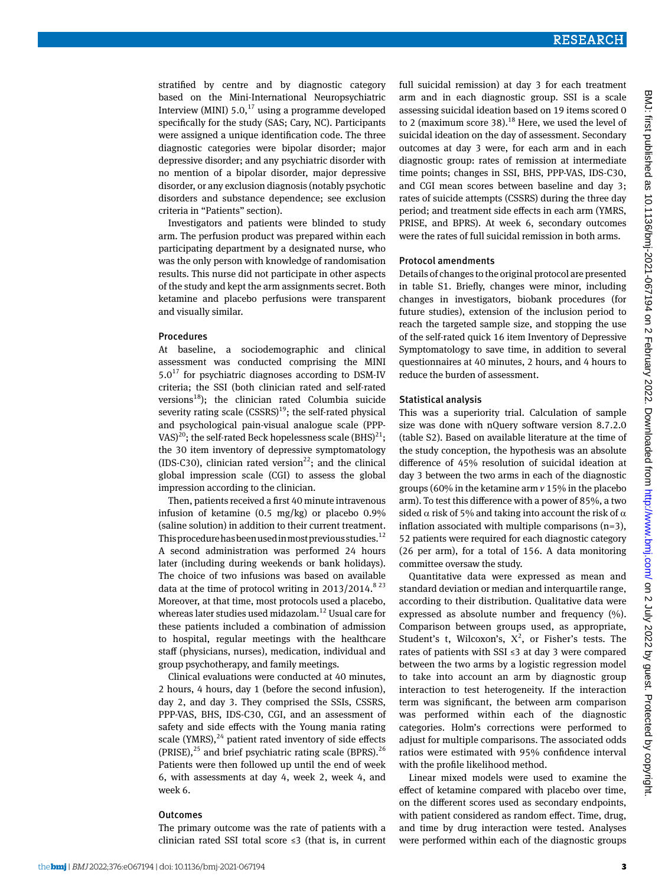stratified by centre and by diagnostic category based on the Mini-International Neuropsychiatric Interview (MINI) 5.0,[17] using a programme developed specifically for the study (SAS; Cary, NC). Participants were assigned a unique identification code. The three diagnostic categories were bipolar disorder; major depressive disorder; and any psychiatric disorder with no mention of a bipolar disorder, major depressive disorder, or any exclusion diagnosis (notably psychotic disorders and substance dependence; see exclusion criteria in "Patients" section).

Investigators and patients were blinded to study arm. The perfusion product was prepared within each participating department by a designated nurse, who was the only person with knowledge of randomisation results. This nurse did not participate in other aspects of the study and kept the arm assignments secret. Both ketamine and placebo perfusions were transparent and visually similar.

### Procedures

At baseline, a sociodemographic and clinical assessment was conducted comprising the MINI 5.0[17] for psychiatric diagnoses according to DSM-IV criteria; the SSI (both clinician rated and self-rated versions[18]); the clinician rated Columbia suicide severity rating scale (CSSRS)[19]; the self-rated physical and psychological pain-visual analogue scale (PPP-VAS)[20]; the self-rated Beck hopelessness scale (BHS)[21]; the 30 item inventory of depressive symptomatology (IDS-C30), clinician rated version[22]; and the clinical global impression scale (CGI) to assess the global impression according to the clinician.

Then, patients received a first 40 minute intravenous infusion of ketamine (0.5 mg/kg) or placebo 0.9% (saline solution) in addition to their current treatment. This procedure has been used in most previous studies.[12] A second administration was performed 24 hours later (including during weekends or bank holidays). The choice of two infusions was based on available data at the time of protocol writing in 2013/2014.[8,23] Moreover, at that time, most protocols used a placebo, whereas later studies used midazolam.[12] Usual care for these patients included a combination of admission to hospital, regular meetings with the healthcare staff (physicians, nurses), medication, individual and group psychotherapy, and family meetings.

Clinical evaluations were conducted at 40 minutes, 2 hours, 4 hours, day 1 (before the second infusion), day 2, and day 3. They comprised the SSIs, CSSRS, PPP-VAS, BHS, IDS-C30, CGI, and an assessment of safety and side effects with the Young mania rating scale (YMRS),[24] patient rated inventory of side effects (PRISE),[25] and brief psychiatric rating scale (BPRS).[26] Patients were then followed up until the end of week 6, with assessments at day 4, week 2, week 4, and week 6.

### Outcomes

The primary outcome was the rate of patients with a clinician rated SSI total score ≤3 (that is, in current full suicidal remission) at day 3 for each treatment arm and in each diagnostic group. SSI is a scale assessing suicidal ideation based on 19 items scored 0 to 2 (maximum score 38).[18] Here, we used the level of suicidal ideation on the day of assessment. Secondary outcomes at day 3 were, for each arm and in each diagnostic group: rates of remission at intermediate time points; changes in SSI, BHS, PPP-VAS, IDS-C30, and CGI mean scores between baseline and day 3; rates of suicide attempts (CSSRS) during the three day period; and treatment side effects in each arm (YMRS, PRISE, and BPRS). At week 6, secondary outcomes were the rates of full suicidal remission in both arms.

### Protocol amendments

Details of changes to the original protocol are presented in table S1. Briefly, changes were minor, including changes in investigators, biobank procedures (for future studies), extension of the inclusion period to reach the targeted sample size, and stopping the use of the self-rated quick 16 item Inventory of Depressive Symptomatology to save time, in addition to several questionnaires at 40 minutes, 2 hours, and 4 hours to reduce the burden of assessment.

### Statistical analysis

This was a superiority trial. Calculation of sample size was done with nQuery software version 8.7.2.0 (table S2). Based on available literature at the time of the study conception, the hypothesis was an absolute difference of 45% resolution of suicidal ideation at day 3 between the two arms in each of the diagnostic groups (60% in the ketamine arm *v* 15% in the placebo arm). To test this difference with a power of 85%, a two sided $\alpha$ risk of 5% and taking into account the risk of $\alpha$ inflation associated with multiple comparisons (n=3), 52 patients were required for each diagnostic category (26 per arm), for a total of 156. A data monitoring committee oversaw the study.

Quantitative data were expressed as mean and standard deviation or median and interquartile range, according to their distribution. Qualitative data were expressed as absolute number and frequency (%). Comparison between groups used, as appropriate, Student's t, Wilcoxon's, $X^2$, or Fisher's tests. The rates of patients with SSI ≤3 at day 3 were compared between the two arms by a logistic regression model to take into account an arm by diagnostic group interaction to test heterogeneity. If the interaction term was significant, the between arm comparison was performed within each of the diagnostic categories. Holm's corrections were performed to adjust for multiple comparisons. The associated odds ratios were estimated with 95% confidence interval with the profile likelihood method.

Linear mixed models were used to examine the effect of ketamine compared with placebo over time, on the different scores used as secondary endpoints, with patient considered as random effect. Time, drug, and time by drug interaction were tested. Analyses were performed within each of the diagnostic groups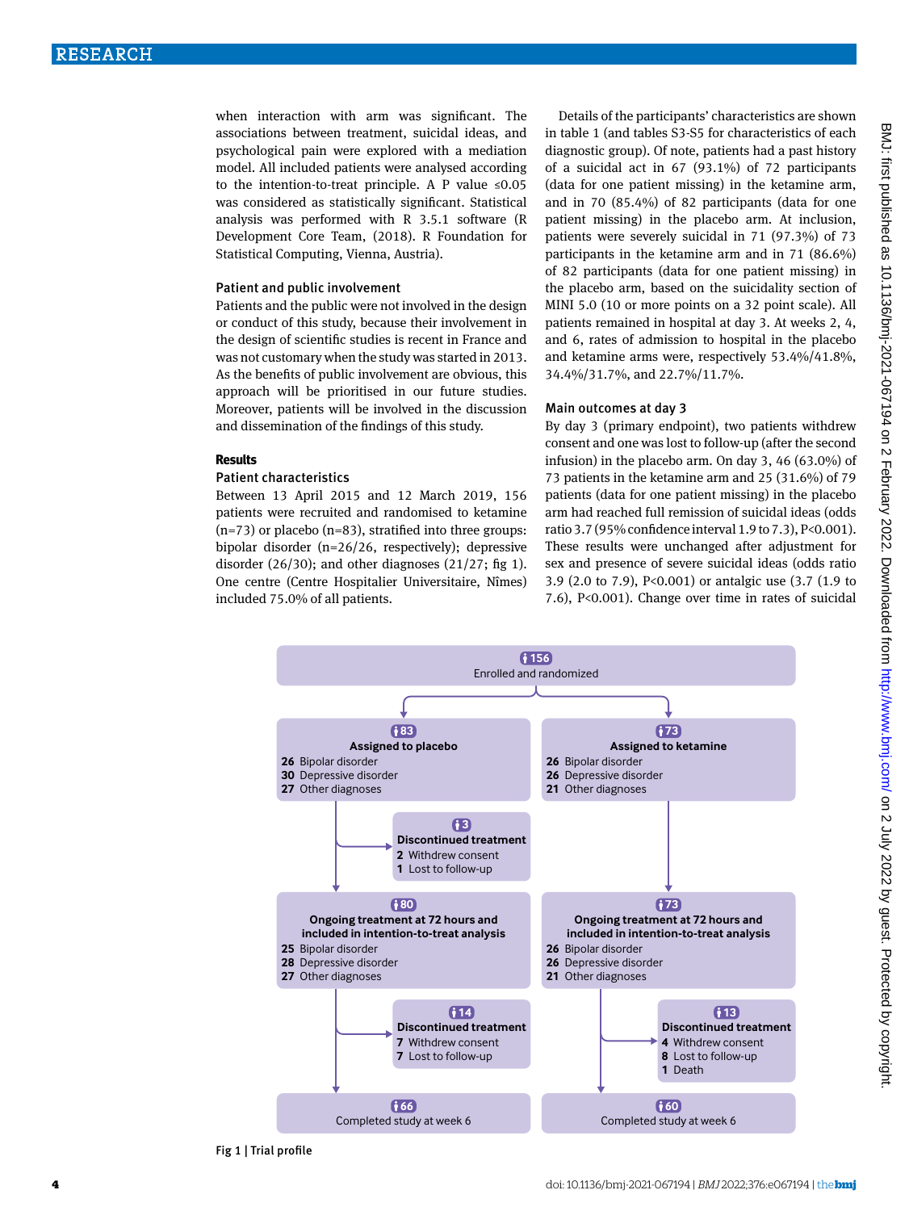when interaction with arm was significant. The associations between treatment, suicidal ideas, and psychological pain were explored with a mediation model. All included patients were analysed according to the intention-to-treat principle. A P value ≤0.05 was considered as statistically significant. Statistical analysis was performed with R 3.5.1 software (R Development Core Team, (2018). R Foundation for Statistical Computing, Vienna, Austria).

### Patient and public involvement

Patients and the public were not involved in the design or conduct of this study, because their involvement in the design of scientific studies is recent in France and was not customary when the study was started in 2013. As the benefits of public involvement are obvious, this approach will be prioritised in our future studies. Moreover, patients will be involved in the discussion and dissemination of the findings of this study.

## Results

### Patient characteristics

Between 13 April 2015 and 12 March 2019, 156 patients were recruited and randomised to ketamine (n=73) or placebo (n=83), stratified into three groups: bipolar disorder (n=26/26, respectively); depressive disorder (26/30); and other diagnoses (21/27; fig 1). One centre (Centre Hospitalier Universitaire, Nîmes) included 75.0% of all patients.

Details of the participants' characteristics are shown in table 1 (and tables S3-S5 for characteristics of each diagnostic group). Of note, patients had a past history of a suicidal act in 67 (93.1%) of 72 participants (data for one patient missing) in the ketamine arm, and in 70 (85.4%) of 82 participants (data for one patient missing) in the placebo arm. At inclusion, patients were severely suicidal in 71 (97.3%) of 73 participants in the ketamine arm and in 71 (86.6%) of 82 participants (data for one patient missing) in the placebo arm, based on the suicidality section of MINI 5.0 (10 or more points on a 32 point scale). All patients remained in hospital at day 3. At weeks 2, 4, and 6, rates of admission to hospital in the placebo and ketamine arms were, respectively 53.4%/41.8%, 34.4%/31.7%, and 22.7%/11.7%.

### Main outcomes at day 3

By day 3 (primary endpoint), two patients withdrew consent and one was lost to follow-up (after the second infusion) in the placebo arm. On day 3, 46 (63.0%) of 73 patients in the ketamine arm and 25 (31.6%) of 79 patients (data for one patient missing) in the placebo arm had reached full remission of suicidal ideas (odds ratio 3.7 (95% confidence interval 1.9 to 7.3), P<0.001). These results were unchanged after adjustment for sex and presence of severe suicidal ideas (odds ratio 3.9 (2.0 to 7.9), P<0.001) or antalgic use (3.7 (1.9 to 7.6), P<0.001). Change over time in rates of suicidal

156
Enrolled and randomized

**Placebo arm:**

83
Assigned to placebo
26 Bipolar disorder
30 Depressive disorder
27 Other diagnoses

3
Discontinued treatment
2 Withdrew consent
1 Lost to follow-up

80
Ongoing treatment at 72 hours and included in intention-to-treat analysis
25 Bipolar disorder
28 Depressive disorder
27 Other diagnoses

14
Discontinued treatment
7 Withdrew consent
7 Lost to follow-up

66
Completed study at week 6

**Ketamine arm:**

73
Assigned to ketamine
26 Bipolar disorder
26 Depressive disorder
21 Other diagnoses

73
Ongoing treatment at 72 hours and included in intention-to-treat analysis
26 Bipolar disorder
26 Depressive disorder
21 Other diagnoses

13
Discontinued treatment
4 Withdrew consent
8 Lost to follow-up
1 Death

60
Completed study at week 6

Fig 1 | Trial profile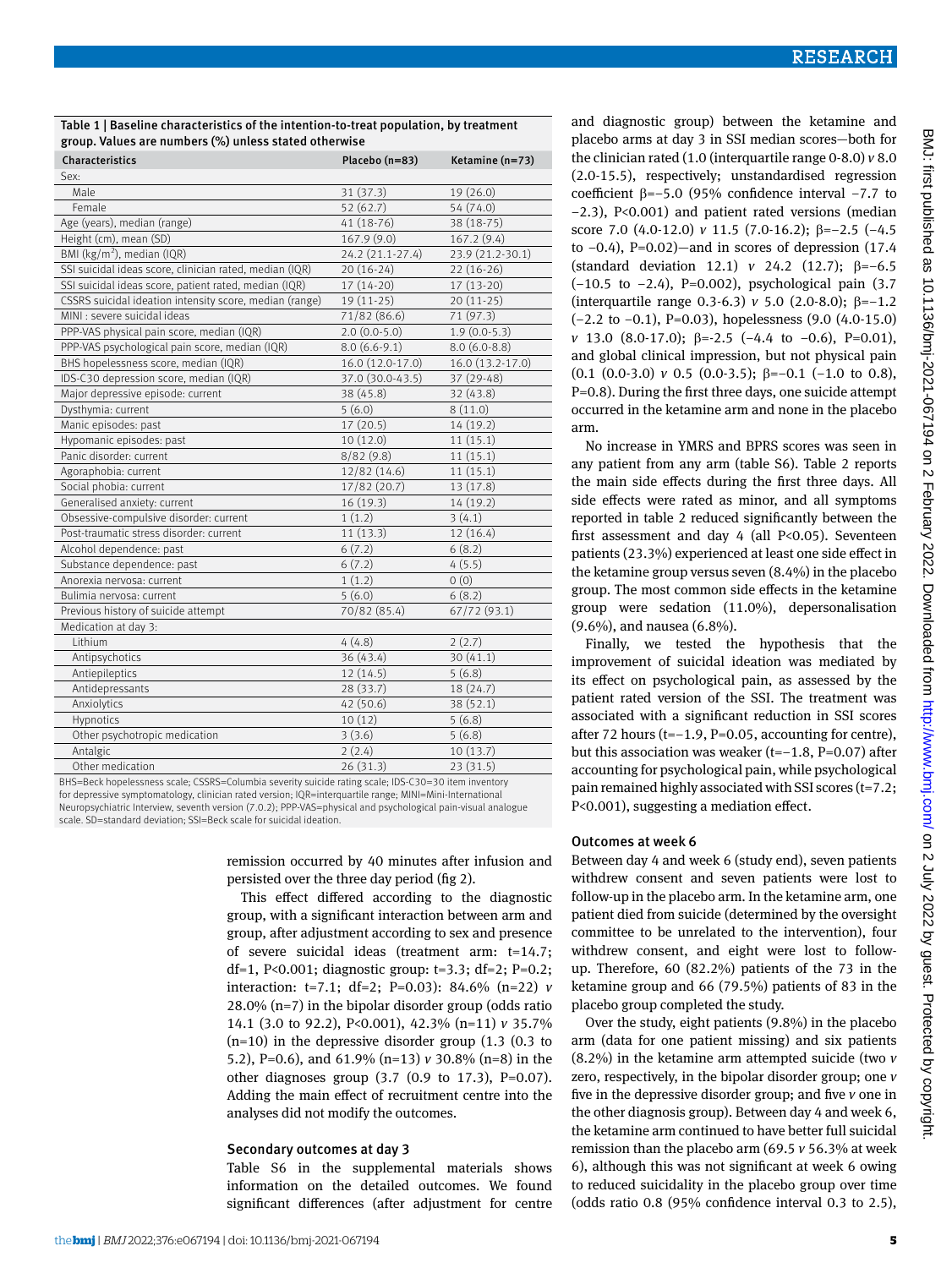Table 1 | Baseline characteristics of the intention-to-treat population, by treatment group. Values are numbers (%) unless stated otherwise

| Characteristics | Placebo (n=83) | Ketamine (n=73) |
|---|---|---|
| Sex: | | |
| Male | 31 (37.3) | 19 (26.0) |
| Female | 52 (62.7) | 54 (74.0) |
| Age (years), median (range) | 41 (18-76) | 38 (18-75) |
| Height (cm), mean (SD) | 167.9 (9.0) | 167.2 (9.4) |
| BMI (kg/m$^2$), median (IQR) | 24.2 (21.1-27.4) | 23.9 (21.2-30.1) |
| SSI suicidal ideas score, clinician rated, median (IQR) | 20 (16-24) | 22 (16-26) |
| SSI suicidal ideas score, patient rated, median (IQR) | 17 (14-20) | 17 (13-20) |
| CSSRS suicidal ideation intensity score, median (range) | 19 (11-25) | 20 (11-25) |
| MINI : severe suicidal ideas | 71/82 (86.6) | 71 (97.3) |
| PPP-VAS physical pain score, median (IQR) | 2.0 (0.0-5.0) | 1.9 (0.0-5.3) |
| PPP-VAS psychological pain score, median (IQR) | 8.0 (6.6-9.1) | 8.0 (6.0-8.8) |
| BHS hopelessness score, median (IQR) | 16.0 (12.0-17.0) | 16.0 (13.2-17.0) |
| IDS-C30 depression score, median (IQR) | 37.0 (30.0-43.5) | 37 (29-48) |
| Major depressive episode: current | 38 (45.8) | 32 (43.8) |
| Dysthymia: current | 5 (6.0) | 8 (11.0) |
| Manic episodes: past | 17 (20.5) | 14 (19.2) |
| Hypomanic episodes: past | 10 (12.0) | 11 (15.1) |
| Panic disorder: current | 8/82 (9.8) | 11 (15.1) |
| Agoraphobia: current | 12/82 (14.6) | 11 (15.1) |
| Social phobia: current | 17/82 (20.7) | 13 (17.8) |
| Generalised anxiety: current | 16 (19.3) | 14 (19.2) |
| Obsessive-compulsive disorder: current | 1 (1.2) | 3 (4.1) |
| Post-traumatic stress disorder: current | 11 (13.3) | 12 (16.4) |
| Alcohol dependence: past | 6 (7.2) | 6 (8.2) |
| Substance dependence: past | 6 (7.2) | 4 (5.5) |
| Anorexia nervosa: current | 1 (1.2) | 0 (0) |
| Bulimia nervosa: current | 5 (6.0) | 6 (8.2) |
| Previous history of suicide attempt | 70/82 (85.4) | 67/72 (93.1) |
| Medication at day 3: | | |
| Lithium | 4 (4.8) | 2 (2.7) |
| Antipsychotics | 36 (43.4) | 30 (41.1) |
| Antiepileptics | 12 (14.5) | 5 (6.8) |
| Antidepressants | 28 (33.7) | 18 (24.7) |
| Anxiolytics | 42 (50.6) | 38 (52.1) |
| Hypnotics | 10 (12) | 5 (6.8) |
| Other psychotropic medication | 3 (3.6) | 5 (6.8) |
| Antalgic | 2 (2.4) | 10 (13.7) |
| Other medication | 26 (31.3) | 23 (31.5) |

BHS=Beck hopelessness scale; CSSRS=Columbia severity suicide rating scale; IDS-C30=30 item inventory for depressive symptomatology, clinician rated version; IQR=interquartile range; MINI=Mini-International Neuropsychiatric Interview, seventh version (7.0.2); PPP-VAS=physical and psychological pain-visual analogue scale. SD=standard deviation; SSI=Beck scale for suicidal ideation.

remission occurred by 40 minutes after infusion and persisted over the three day period (fig 2).

This effect differed according to the diagnostic group, with a significant interaction between arm and group, after adjustment according to sex and presence of severe suicidal ideas (treatment arm: t=14.7; df=1, P<0.001; diagnostic group: t=3.3; df=2; P=0.2; interaction: t=7.1; df=2; P=0.03): 84.6% (n=22) *v* 28.0% (n=7) in the bipolar disorder group (odds ratio 14.1 (3.0 to 92.2), P<0.001), 42.3% (n=11) *v* 35.7% (n=10) in the depressive disorder group (1.3 (0.3 to 5.2), P=0.6), and 61.9% (n=13) *v* 30.8% (n=8) in the other diagnoses group (3.7 (0.9 to 17.3), P=0.07). Adding the main effect of recruitment centre into the analyses did not modify the outcomes.

### Secondary outcomes at day 3

Table S6 in the supplemental materials shows information on the detailed outcomes. We found significant differences (after adjustment for centre and diagnostic group) between the ketamine and placebo arms at day 3 in SSI median scores—both for the clinician rated (1.0 (interquartile range 0-8.0) *v* 8.0 (2.0-15.5), respectively; unstandardised regression coefficient β=−5.0 (95% confidence interval −7.7 to −2.3), P<0.001) and patient rated versions (median score 7.0 (4.0-12.0) *v* 11.5 (7.0-16.2); β=−2.5 (−4.5 to −0.4), P=0.02)—and in scores of depression (17.4 (standard deviation 12.1) *v* 24.2 (12.7); β=−6.5 (−10.5 to −2.4), P=0.002), psychological pain (3.7 (interquartile range 0.3-6.3) *v* 5.0 (2.0-8.0); β=−1.2 (−2.2 to −0.1), P=0.03), hopelessness (9.0 (4.0-15.0) *v* 13.0 (8.0-17.0); β=−2.5 (−4.4 to −0.6), P=0.01), and global clinical impression, but not physical pain (0.1 (0.0-3.0) *v* 0.5 (0.0-3.5); β=−0.1 (−1.0 to 0.8), P=0.8). During the first three days, one suicide attempt occurred in the ketamine arm and none in the placebo arm.

No increase in YMRS and BPRS scores was seen in any patient from any arm (table S6). Table 2 reports the main side effects during the first three days. All side effects were rated as minor, and all symptoms reported in table 2 reduced significantly between the first assessment and day 4 (all P<0.05). Seventeen patients (23.3%) experienced at least one side effect in the ketamine group versus seven (8.4%) in the placebo group. The most common side effects in the ketamine group were sedation (11.0%), depersonalisation (9.6%), and nausea (6.8%).

Finally, we tested the hypothesis that the improvement of suicidal ideation was mediated by its effect on psychological pain, as assessed by the patient rated version of the SSI. The treatment was associated with a significant reduction in SSI scores after 72 hours (t=−1.9, P=0.05, accounting for centre), but this association was weaker (t=−1.8, P=0.07) after accounting for psychological pain, while psychological pain remained highly associated with SSI scores (t=7.2; P<0.001), suggesting a mediation effect.

### Outcomes at week 6

Between day 4 and week 6 (study end), seven patients withdrew consent and seven patients were lost to follow-up in the placebo arm. In the ketamine arm, one patient died from suicide (determined by the oversight committee to be unrelated to the intervention), four withdrew consent, and eight were lost to follow-up. Therefore, 60 (82.2%) patients of the 73 in the ketamine group and 66 (79.5%) patients of 83 in the placebo group completed the study.

Over the study, eight patients (9.8%) in the placebo arm (data for one patient missing) and six patients (8.2%) in the ketamine arm attempted suicide (two *v* zero, respectively, in the bipolar disorder group; one *v* five in the depressive disorder group; and five *v* one in the other diagnosis group). Between day 4 and week 6, the ketamine arm continued to have better full suicidal remission than the placebo arm (69.5 *v* 56.3% at week 6), although this was not significant at week 6 owing to reduced suicidality in the placebo group over time (odds ratio 0.8 (95% confidence interval 0.3 to 2.5),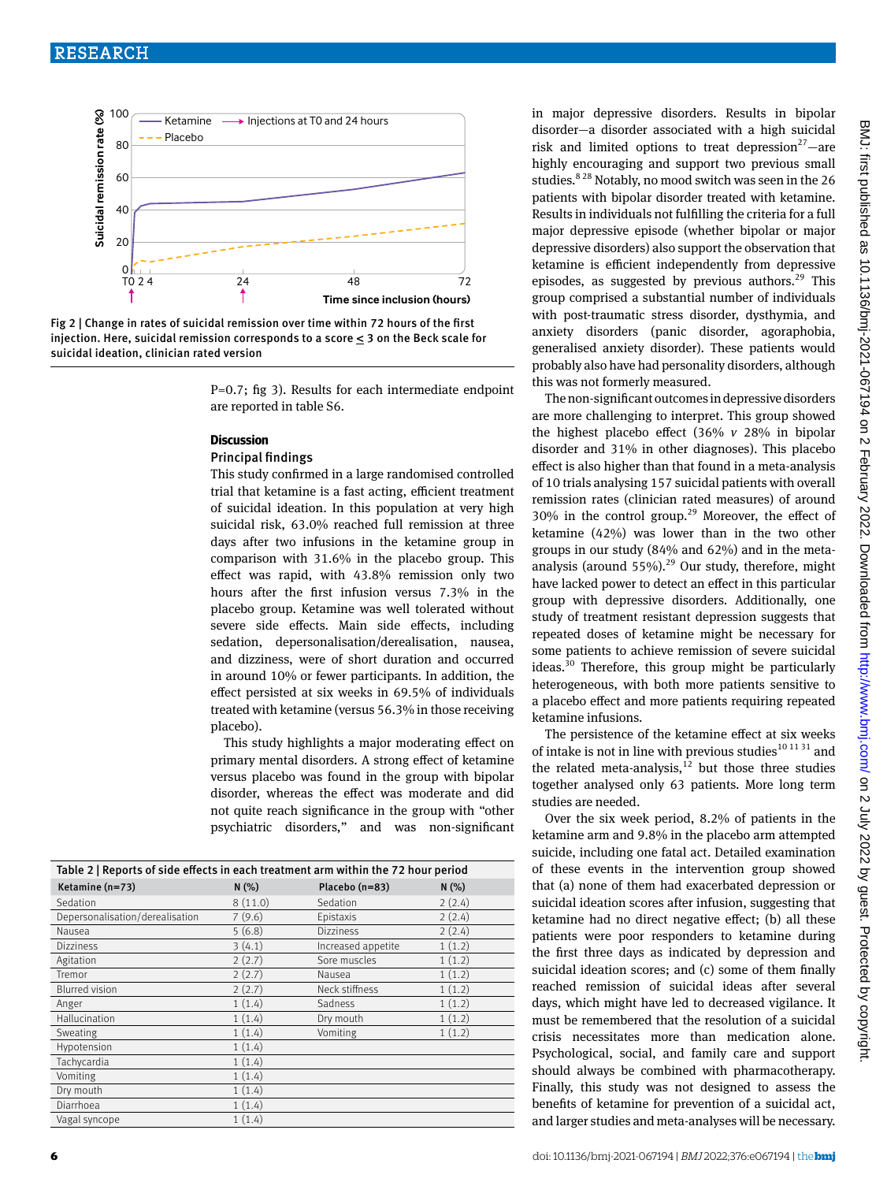Fig 2 | Change in rates of suicidal remission over time within 72 hours of the first injection. Here, suicidal remission corresponds to a score ≤ 3 on the Beck scale for suicidal ideation, clinician rated version

P=0.7; fig 3). Results for each intermediate endpoint are reported in table S6.

## Discussion

### Principal findings

This study confirmed in a large randomised controlled trial that ketamine is a fast acting, efficient treatment of suicidal ideation. In this population at very high suicidal risk, 63.0% reached full remission at three days after two infusions in the ketamine group in comparison with 31.6% in the placebo group. This effect was rapid, with 43.8% remission only two hours after the first infusion versus 7.3% in the placebo group. Ketamine was well tolerated without severe side effects. Main side effects, including sedation, depersonalisation/derealisation, nausea, and dizziness, were of short duration and occurred in around 10% or fewer participants. In addition, the effect persisted at six weeks in 69.5% of individuals treated with ketamine (versus 56.3% in those receiving placebo).

This study highlights a major moderating effect on primary mental disorders. A strong effect of ketamine versus placebo was found in the group with bipolar disorder, whereas the effect was moderate and did not quite reach significance in the group with "other psychiatric disorders," and was non-significant in major depressive disorders. Results in bipolar disorder—a disorder associated with a high suicidal risk and limited options to treat depression[27]—are highly encouraging and support two previous small studies.[8,28] Notably, no mood switch was seen in the 26 patients with bipolar disorder treated with ketamine. Results in individuals not fulfilling the criteria for a full major depressive episode (whether bipolar or major depressive disorders) also support the observation that ketamine is efficient independently from depressive episodes, as suggested by previous authors.[29] This group comprised a substantial number of individuals with post-traumatic stress disorder, dysthymia, and anxiety disorders (panic disorder, agoraphobia, generalised anxiety disorder). These patients would probably also have had personality disorders, although this was not formerly measured.

The non-significant outcomes in depressive disorders are more challenging to interpret. This group showed the highest placebo effect (36% *v* 28% in bipolar disorder and 31% in other diagnoses). This placebo effect is also higher than that found in a meta-analysis of 10 trials analysing 157 suicidal patients with overall remission rates (clinician rated measures) of around 30% in the control group.[29] Moreover, the effect of ketamine (42%) was lower than in the two other groups in our study (84% and 62%) and in the meta-analysis (around 55%).[29] Our study, therefore, might have lacked power to detect an effect in this particular group with depressive disorders. Additionally, one study of treatment resistant depression suggests that repeated doses of ketamine might be necessary for some patients to achieve remission of severe suicidal ideas.[30] Therefore, this group might be particularly heterogeneous, with both more patients sensitive to a placebo effect and more patients requiring repeated ketamine infusions.

The persistence of the ketamine effect at six weeks of intake is not in line with previous studies[10,11,31] and the related meta-analysis,[12] but those three studies together analysed only 63 patients. More long term studies are needed.

Over the six week period, 8.2% of patients in the ketamine arm and 9.8% in the placebo arm attempted suicide, including one fatal act. Detailed examination of these events in the intervention group showed that (a) none of them had exacerbated depression or suicidal ideation scores after infusion, suggesting that ketamine had no direct negative effect; (b) all these patients were poor responders to ketamine during the first three days as indicated by depression and suicidal ideation scores; and (c) some of them finally reached remission of suicidal ideas after several days, which might have led to decreased vigilance. It must be remembered that the resolution of a suicidal crisis necessitates more than medication alone. Psychological, social, and family care and support should always be combined with pharmacotherapy. Finally, this study was not designed to assess the benefits of ketamine for prevention of a suicidal act, and larger studies and meta-analyses will be necessary.

Table 2 | Reports of side effects in each treatment arm within the 72 hour period

| Ketamine (n=73) | N (%) | Placebo (n=83) | N (%) |
|---|---|---|---|
| Sedation | 8 (11.0) | Sedation | 2 (2.4) |
| Depersonalisation/derealisation | 7 (9.6) | Epistaxis | 2 (2.4) |
| Nausea | 5 (6.8) | Dizziness | 2 (2.4) |
| Dizziness | 3 (4.1) | Increased appetite | 1 (1.2) |
| Agitation | 2 (2.7) | Sore muscles | 1 (1.2) |
| Tremor | 2 (2.7) | Nausea | 1 (1.2) |
| Blurred vision | 2 (2.7) | Neck stiffness | 1 (1.2) |
| Anger | 1 (1.4) | Sadness | 1 (1.2) |
| Hallucination | 1 (1.4) | Dry mouth | 1 (1.2) |
| Sweating | 1 (1.4) | Vomiting | 1 (1.2) |
| Hypotension | 1 (1.4) | | |
| Tachycardia | 1 (1.4) | | |
| Vomiting | 1 (1.4) | | |
| Dry mouth | 1 (1.4) | | |
| Diarrhoea | 1 (1.4) | | |
| Vagal syncope | 1 (1.4) | | |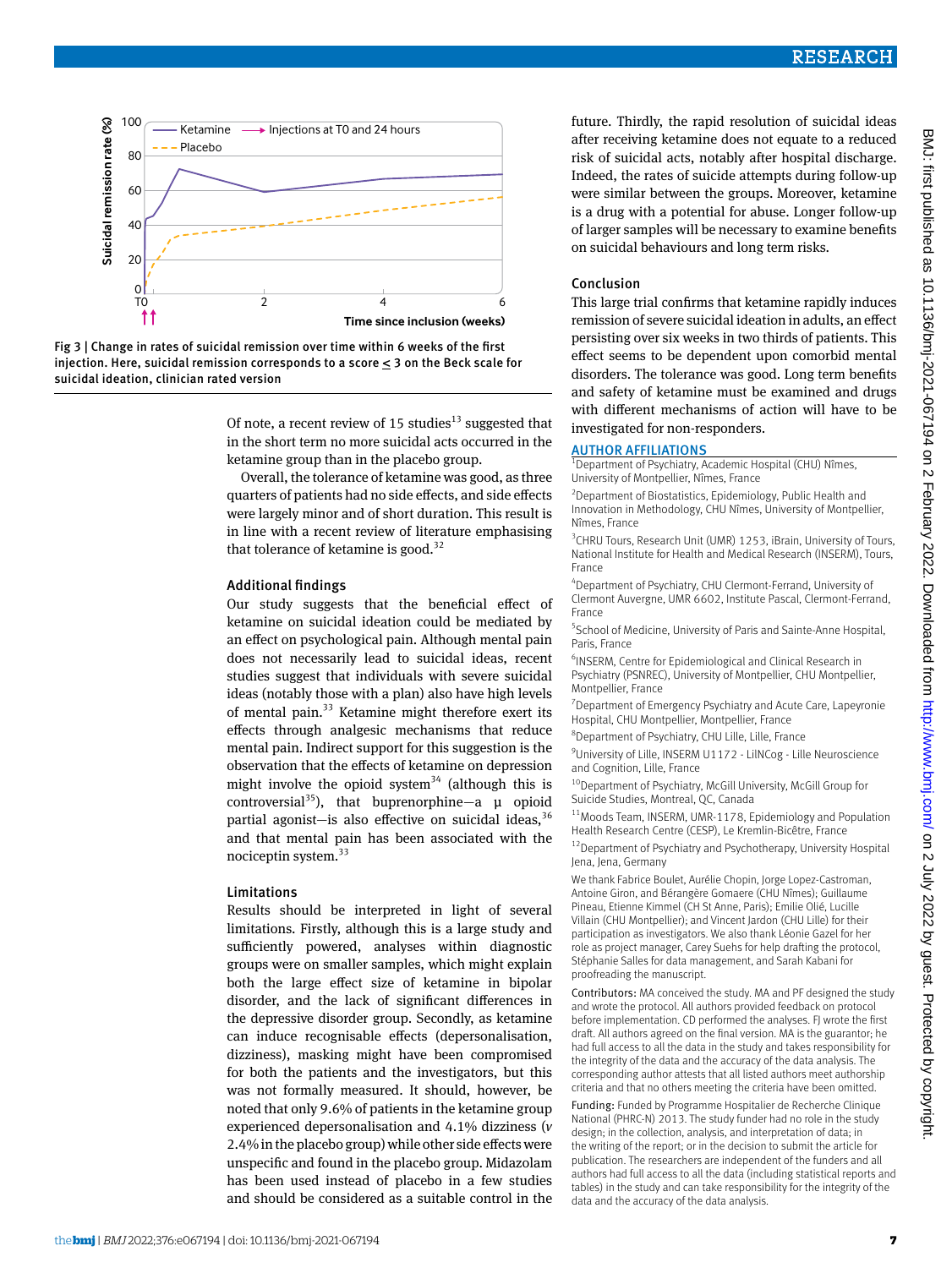Fig 3 | Change in rates of suicidal remission over time within 6 weeks of the first injection. Here, suicidal remission corresponds to a score ≤ 3 on the Beck scale for suicidal ideation, clinician rated version

Of note, a recent review of 15 studies[13] suggested that in the short term no more suicidal acts occurred in the ketamine group than in the placebo group.

Overall, the tolerance of ketamine was good, as three quarters of patients had no side effects, and side effects were largely minor and of short duration. This result is in line with a recent review of literature emphasising that tolerance of ketamine is good.[32]

### Additional findings

Our study suggests that the beneficial effect of ketamine on suicidal ideation could be mediated by an effect on psychological pain. Although mental pain does not necessarily lead to suicidal ideas, recent studies suggest that individuals with severe suicidal ideas (notably those with a plan) also have high levels of mental pain.[33] Ketamine might therefore exert its effects through analgesic mechanisms that reduce mental pain. Indirect support for this suggestion is the observation that the effects of ketamine on depression might involve the opioid system[34] (although this is controversial[35]), that buprenorphine—a μ opioid partial agonist—is also effective on suicidal ideas,[36] and that mental pain has been associated with the nociceptin system.[33]

### Limitations

Results should be interpreted in light of several limitations. Firstly, although this is a large study and sufficiently powered, analyses within diagnostic groups were on smaller samples, which might explain both the large effect size of ketamine in bipolar disorder, and the lack of significant differences in the depressive disorder group. Secondly, as ketamine can induce recognisable effects (depersonalisation, dizziness), masking might have been compromised for both the patients and the investigators, but this was not formally measured. It should, however, be noted that only 9.6% of patients in the ketamine group experienced depersonalisation and 4.1% dizziness (*v* 2.4% in the placebo group) while other side effects were unspecific and found in the placebo group. Midazolam has been used instead of placebo in a few studies and should be considered as a suitable control in the future. Thirdly, the rapid resolution of suicidal ideas after receiving ketamine does not equate to a reduced risk of suicidal acts, notably after hospital discharge. Indeed, the rates of suicide attempts during follow-up were similar between the groups. Moreover, ketamine is a drug with a potential for abuse. Longer follow-up of larger samples will be necessary to examine benefits on suicidal behaviours and long term risks.

### Conclusion

This large trial confirms that ketamine rapidly induces remission of severe suicidal ideation in adults, an effect persisting over six weeks in two thirds of patients. This effect seems to be dependent upon comorbid mental disorders. The tolerance was good. Long term benefits and safety of ketamine must be examined and drugs with different mechanisms of action will have to be investigated for non-responders.

### AUTHOR AFFILIATIONS

[1]Department of Psychiatry, Academic Hospital (CHU) Nîmes, University of Montpellier, Nîmes, France

[2]Department of Biostatistics, Epidemiology, Public Health and Innovation in Methodology, CHU Nîmes, University of Montpellier, Nîmes, France

[3]CHRU Tours, Research Unit (UMR) 1253, iBrain, University of Tours, National Institute for Health and Medical Research (INSERM), Tours, France

[4]Department of Psychiatry, CHU Clermont-Ferrand, University of Clermont Auvergne, UMR 6602, Institute Pascal, Clermont-Ferrand, France

[5]School of Medicine, University of Paris and Sainte-Anne Hospital, Paris, France

[6]INSERM, Centre for Epidemiological and Clinical Research in Psychiatry (PSNREC), University of Montpellier, CHU Montpellier, Montpellier, France

[7]Department of Emergency Psychiatry and Acute Care, Lapeyronie Hospital, CHU Montpellier, Montpellier, France

[8]Department of Psychiatry, CHU Lille, Lille, France

[9]University of Lille, INSERM U1172 - LilNCog - Lille Neuroscience and Cognition, Lille, France

[10]Department of Psychiatry, McGill University, McGill Group for Suicide Studies, Montreal, QC, Canada

[11]Moods Team, INSERM, UMR-1178, Epidemiology and Population Health Research Centre (CESP), Le Kremlin-Bicêtre, France

[12]Department of Psychiatry and Psychotherapy, University Hospital Jena, Jena, Germany

We thank Fabrice Boulet, Aurélie Chopin, Jorge Lopez-Castroman, Antoine Giron, and Bérangère Gomaere (CHU Nîmes); Guillaume Pineau, Etienne Kimmel (CH St Anne, Paris); Emilie Olié, Lucille Villain (CHU Montpellier); and Vincent Jardon (CHU Lille) for their participation as investigators. We also thank Léonie Gazel for her role as project manager, Carey Suehs for help drafting the protocol, Stéphanie Salles for data management, and Sarah Kabani for proofreading the manuscript.

**Contributors:** MA conceived the study. MA and PF designed the study and wrote the protocol. All authors provided feedback on protocol before implementation. CD performed the analyses. FJ wrote the first draft. All authors agreed on the final version. MA is the guarantor; he had full access to all the data in the study and takes responsibility for the integrity of the data and the accuracy of the data analysis. The corresponding author attests that all listed authors meet authorship criteria and that no others meeting the criteria have been omitted.

**Funding:** Funded by Programme Hospitalier de Recherche Clinique National (PHRC-N) 2013. The study funder had no role in the study design; in the collection, analysis, and interpretation of data; in the writing of the report; or in the decision to submit the article for publication. The researchers are independent of the funders and all authors had full access to all the data (including statistical reports and tables) in the study and can take responsibility for the integrity of the data and the accuracy of the data analysis.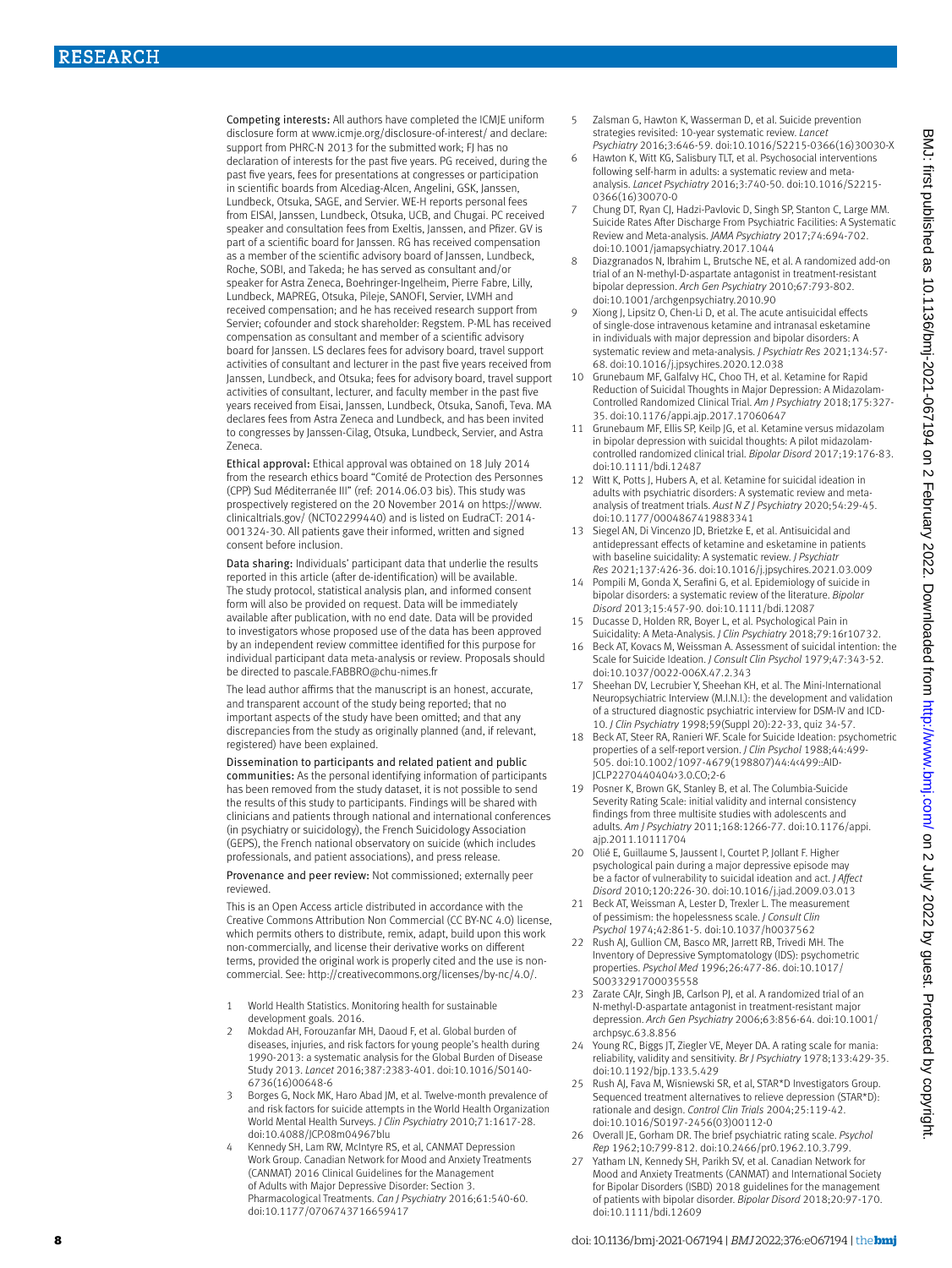**Competing interests:** All authors have completed the ICMJE uniform disclosure form at www.icmje.org/disclosure-of-interest/ and declare: support from PHRC-N 2013 for the submitted work; FJ has no declaration of interests for the past five years. PG received, during the past five years, fees for presentations at congresses or participation in scientific boards from Alcediag-Alcen, Angelini, GSK, Janssen, Lundbeck, Otsuka, SAGE, and Servier. WE-H reports personal fees from EISAI, Janssen, Lundbeck, Otsuka, UCB, and Chugai. PC received speaker and consultation fees from Exeltis, Janssen, and Pfizer. GV is part of a scientific board for Janssen. RG has received compensation as a member of the scientific advisory board of Janssen, Lundbeck, Roche, SOBI, and Takeda; he has served as consultant and/or speaker for Astra Zeneca, Boehringer-Ingelheim, Pierre Fabre, Lilly, Lundbeck, MAPREG, Otsuka, Pileje, SANOFI, Servier, LVMH and received compensation; and he has received research support from Servier; cofounder and stock shareholder: Regstem. P-ML has received compensation as consultant and member of a scientific advisory board for Janssen. LS declares fees for advisory board, travel support activities of consultant and lecturer in the past five years received from Janssen, Lundbeck, and Otsuka; fees for advisory board, travel support activities of consultant, lecturer, and faculty member in the past five years received from Eisai, Janssen, Lundbeck, Otsuka, Sanofi, Teva. MA declares fees from Astra Zeneca and Lundbeck, and has been invited to congresses by Janssen-Cilag, Otsuka, Lundbeck, Servier, and Astra Zeneca.

**Ethical approval:** Ethical approval was obtained on 18 July 2014 from the research ethics board "Comité de Protection des Personnes (CPP) Sud Méditerranée III" (ref: 2014.06.03 bis). This study was prospectively registered on the 20 November 2014 on https://www.clinicaltrials.gov/ (NCT02299440) and is listed on EudraCT: 2014-001324-30. All patients gave their informed, written and signed consent before inclusion.

**Data sharing:** Individuals' participant data that underlie the results reported in this article (after de-identification) will be available. The study protocol, statistical analysis plan, and informed consent form will also be provided on request. Data will be immediately available after publication, with no end date. Data will be provided to investigators whose proposed use of the data has been approved by an independent review committee identified for this purpose for individual participant data meta-analysis or review. Proposals should be directed to pascale.FABBRO@chu-nimes.fr

The lead author affirms that the manuscript is an honest, accurate, and transparent account of the study being reported; that no important aspects of the study have been omitted; and that any discrepancies from the study as originally planned (and, if relevant, registered) have been explained.

**Dissemination to participants and related patient and public communities:** As the personal identifying information of participants has been removed from the study dataset, it is not possible to send the results of this study to participants. Findings will be shared with clinicians and patients through national and international conferences (in psychiatry or suicidology), the French Suicidology Association (GEPS), the French national observatory on suicide (which includes professionals, and patient associations), and press release.

**Provenance and peer review:** Not commissioned; externally peer reviewed.

This is an Open Access article distributed in accordance with the Creative Commons Attribution Non Commercial (CC BY-NC 4.0) license, which permits others to distribute, remix, adapt, build upon this work non-commercially, and license their derivative works on different terms, provided the original work is properly cited and the use is non-commercial. See: http://creativecommons.org/licenses/by-nc/4.0/.

1. World Health Statistics. Monitoring health for sustainable development goals. 2016.
2. Mokdad AH, Forouzanfar MH, Daoud F, et al. Global burden of diseases, injuries, and risk factors for young people's health during 1990-2013: a systematic analysis for the Global Burden of Disease Study 2013. *Lancet* 2016;387:2383-401. doi:10.1016/S0140-6736(16)00648-6
3. Borges G, Nock MK, Haro Abad JM, et al. Twelve-month prevalence of and risk factors for suicide attempts in the World Health Organization World Mental Health Surveys. *J Clin Psychiatry* 2010;71:1617-28. doi:10.4088/JCP.08m04967blu
4. Kennedy SH, Lam RW, McIntyre RS, et al, CANMAT Depression Work Group. Canadian Network for Mood and Anxiety Treatments (CANMAT) 2016 Clinical Guidelines for the Management of Adults with Major Depressive Disorder: Section 3. Pharmacological Treatments. *Can J Psychiatry* 2016;61:540-60. doi:10.1177/0706743716659417
5. Zalsman G, Hawton K, Wasserman D, et al. Suicide prevention strategies revisited: 10-year systematic review. *Lancet Psychiatry* 2016;3:646-59. doi:10.1016/S2215-0366(16)30030-X
6. Hawton K, Witt KG, Salisbury TLT, et al. Psychosocial interventions following self-harm in adults: a systematic review and meta-analysis. *Lancet Psychiatry* 2016;3:740-50. doi:10.1016/S2215-0366(16)30070-0
7. Chung DT, Ryan CJ, Hadzi-Pavlovic D, Singh SP, Stanton C, Large MM. Suicide Rates After Discharge From Psychiatric Facilities: A Systematic Review and Meta-analysis. *JAMA Psychiatry* 2017;74:694-702. doi:10.1001/jamapsychiatry.2017.1044
8. Diazgranados N, Ibrahim L, Brutsche NE, et al. A randomized add-on trial of an N-methyl-D-aspartate antagonist in treatment-resistant bipolar depression. *Arch Gen Psychiatry* 2010;67:793-802. doi:10.1001/archgenpsychiatry.2010.90
9. Xiong J, Lipsitz O, Chen-Li D, et al. The acute antisuicidal effects of single-dose intravenous ketamine and intranasal esketamine in individuals with major depression and bipolar disorders: A systematic review and meta-analysis. *J Psychiatr Res* 2021;134:57-68. doi:10.1016/j.jpsychires.2020.12.038
10. Grunebaum MF, Galfalvy HC, Choo TH, et al. Ketamine for Rapid Reduction of Suicidal Thoughts in Major Depression: A Midazolam-Controlled Randomized Clinical Trial. *Am J Psychiatry* 2018;175:327-35. doi:10.1176/appi.ajp.2017.17060647
11. Grunebaum MF, Ellis SP, Keilp JG, et al. Ketamine versus midazolam in bipolar depression with suicidal thoughts: A pilot midazolam-controlled randomized clinical trial. *Bipolar Disord* 2017;19:176-83. doi:10.1111/bdi.12487
12. Witt K, Potts J, Hubers A, et al. Ketamine for suicidal ideation in adults with psychiatric disorders: A systematic review and meta-analysis of treatment trials. *Aust N Z J Psychiatry* 2020;54:29-45. doi:10.1177/0004867419883341
13. Siegel AN, Di Vincenzo JD, Brietzke E, et al. Antisuicidal and antidepressant effects of ketamine and esketamine in patients with baseline suicidality: A systematic review. *J Psychiatr Res* 2021;137:426-36. doi:10.1016/j.jpsychires.2021.03.009
14. Pompili M, Gonda X, Serafini G, et al. Epidemiology of suicide in bipolar disorders: a systematic review of the literature. *Bipolar Disord* 2013;15:457-90. doi:10.1111/bdi.12087
15. Ducasse D, Holden RR, Boyer L, et al. Psychological Pain in Suicidality: A Meta-Analysis. *J Clin Psychiatry* 2018;79:16r10732.
16. Beck AT, Kovacs M, Weissman A. Assessment of suicidal intention: the Scale for Suicide Ideation. *J Consult Clin Psychol* 1979;47:343-52. doi:10.1037/0022-006X.47.2.343
17. Sheehan DV, Lecrubier Y, Sheehan KH, et al. The Mini-International Neuropsychiatric Interview (M.I.N.I.): the development and validation of a structured diagnostic psychiatric interview for DSM-IV and ICD-10. *J Clin Psychiatry* 1998;59(Suppl 20):22-33, quiz 34-57.
18. Beck AT, Steer RA, Ranieri WF. Scale for Suicide Ideation: psychometric properties of a self-report version. *J Clin Psychol* 1988;44:499-505. doi:10.1002/1097-4679(198807)44:4<499::AID-JCLP2270440404>3.0.CO;2-6
19. Posner K, Brown GK, Stanley B, et al. The Columbia-Suicide Severity Rating Scale: initial validity and internal consistency findings from three multisite studies with adolescents and adults. *Am J Psychiatry* 2011;168:1266-77. doi:10.1176/appi.ajp.2011.10111704
20. Olié E, Guillaume S, Jaussent I, Courtet P, Jollant F. Higher psychological pain during a major depressive episode may be a factor of vulnerability to suicidal ideation and act. *J Affect Disord* 2010;120:226-30. doi:10.1016/j.jad.2009.03.013
21. Beck AT, Weissman A, Lester D, Trexler L. The measurement of pessimism: the hopelessness scale. *J Consult Clin Psychol* 1974;42:861-5. doi:10.1037/h0037562
22. Rush AJ, Gullion CM, Basco MR, Jarrett RB, Trivedi MH. The Inventory of Depressive Symptomatology (IDS): psychometric properties. *Psychol Med* 1996;26:477-86. doi:10.1017/S0033291700035558
23. Zarate CAJr, Singh JB, Carlson PJ, et al. A randomized trial of an N-methyl-D-aspartate antagonist in treatment-resistant major depression. *Arch Gen Psychiatry* 2006;63:856-64. doi:10.1001/archpsyc.63.8.856
24. Young RC, Biggs JT, Ziegler VE, Meyer DA. A rating scale for mania: reliability, validity and sensitivity. *Br J Psychiatry* 1978;133:429-35. doi:10.1192/bjp.133.5.429
25. Rush AJ, Fava M, Wisniewski SR, et al, STAR*D Investigators Group. Sequenced treatment alternatives to relieve depression (STAR*D): rationale and design. *Control Clin Trials* 2004;25:119-42. doi:10.1016/S0197-2456(03)00112-0
26. Overall JE, Gorham DR. The brief psychiatric rating scale. *Psychol Rep* 1962;10:799-812. doi:10.2466/pr0.1962.10.3.799.
27. Yatham LN, Kennedy SH, Parikh SV, et al. Canadian Network for Mood and Anxiety Treatments (CANMAT) and International Society for Bipolar Disorders (ISBD) 2018 guidelines for the management of patients with bipolar disorder. *Bipolar Disord* 2018;20:97-170. doi:10.1111/bdi.12609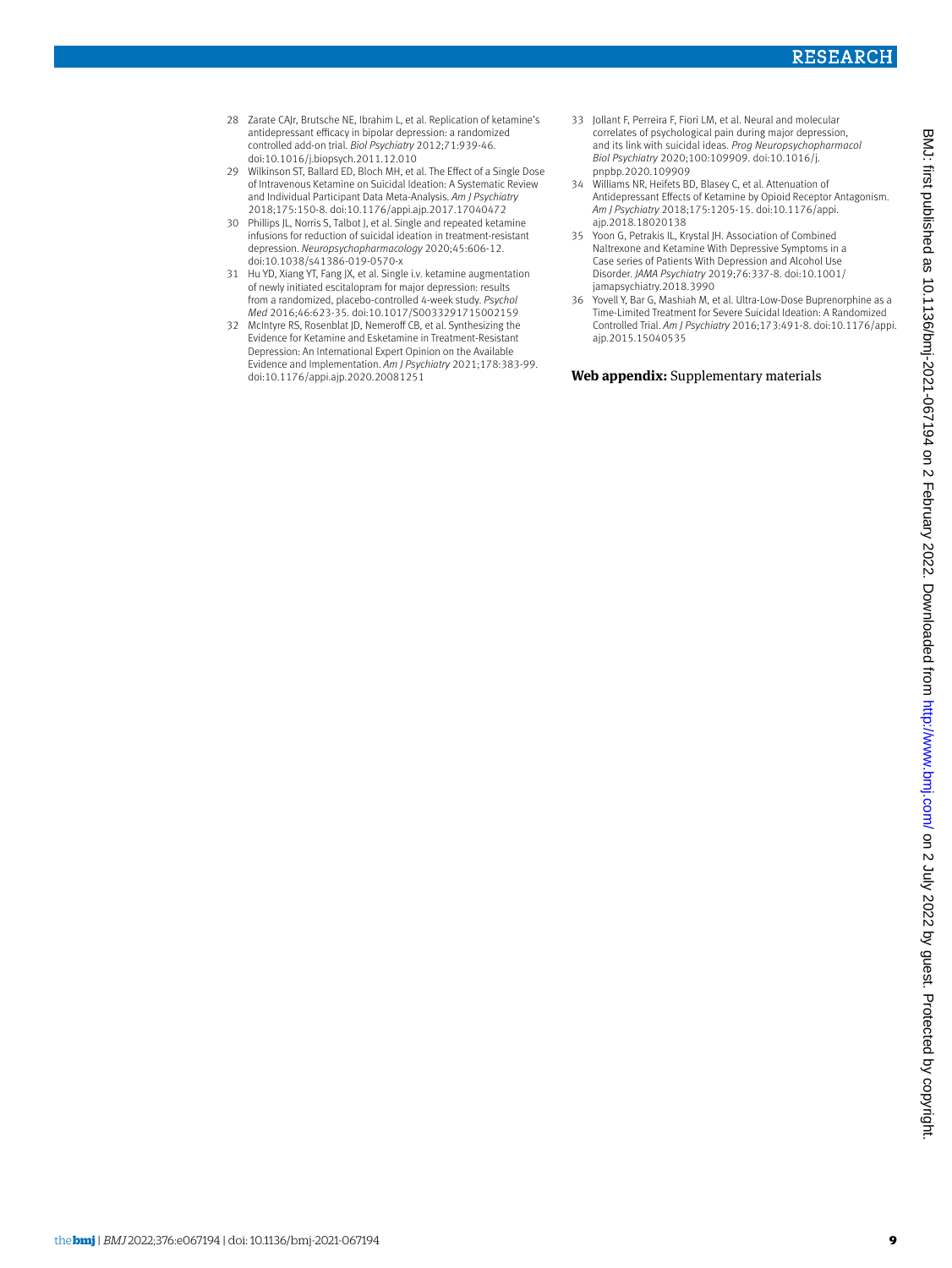28 Zarate CAJr, Brutsche NE, Ibrahim L, et al. Replication of ketamine's antidepressant efficacy in bipolar depression: a randomized controlled add-on trial. *Biol Psychiatry* 2012;71:939-46. doi:10.1016/j.biopsych.2011.12.010

29 Wilkinson ST, Ballard ED, Bloch MH, et al. The Effect of a Single Dose of Intravenous Ketamine on Suicidal Ideation: A Systematic Review and Individual Participant Data Meta-Analysis. *Am J Psychiatry* 2018;175:150-8. doi:10.1176/appi.ajp.2017.17040472

30 Phillips JL, Norris S, Talbot J, et al. Single and repeated ketamine infusions for reduction of suicidal ideation in treatment-resistant depression. *Neuropsychopharmacology* 2020;45:606-12. doi:10.1038/s41386-019-0570-x

31 Hu YD, Xiang YT, Fang JX, et al. Single i.v. ketamine augmentation of newly initiated escitalopram for major depression: results from a randomized, placebo-controlled 4-week study. *Psychol Med* 2016;46:623-35. doi:10.1017/S0033291715002159

32 McIntyre RS, Rosenblat JD, Nemeroff CB, et al. Synthesizing the Evidence for Ketamine and Esketamine in Treatment-Resistant Depression: An International Expert Opinion on the Available Evidence and Implementation. *Am J Psychiatry* 2021;178:383-99. doi:10.1176/appi.ajp.2020.20081251

33 Jollant F, Perreira F, Fiori LM, et al. Neural and molecular correlates of psychological pain during major depression, and its link with suicidal ideas. *Prog Neuropsychopharmacol Biol Psychiatry* 2020;100:109909. doi:10.1016/j.pnpbp.2020.109909

34 Williams NR, Heifets BD, Blasey C, et al. Attenuation of Antidepressant Effects of Ketamine by Opioid Receptor Antagonism. *Am J Psychiatry* 2018;175:1205-15. doi:10.1176/appi.ajp.2018.18020138

35 Yoon G, Petrakis IL, Krystal JH. Association of Combined Naltrexone and Ketamine With Depressive Symptoms in a Case series of Patients With Depression and Alcohol Use Disorder. *JAMA Psychiatry* 2019;76:337-8. doi:10.1001/jamapsychiatry.2018.3990

36 Yovell Y, Bar G, Mashiah M, et al. Ultra-Low-Dose Buprenorphine as a Time-Limited Treatment for Severe Suicidal Ideation: A Randomized Controlled Trial. *Am J Psychiatry* 2016;173:491-8. doi:10.1176/appi.ajp.2015.15040535

**Web appendix:** Supplementary materials